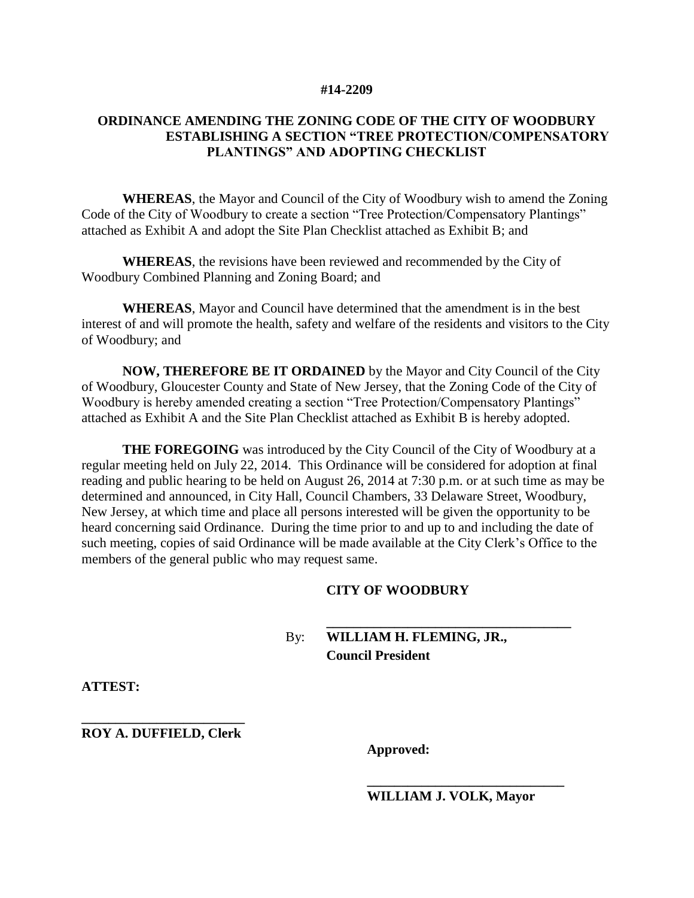**#14-2209**

# ORDINANCE AMENDING THE ZONING CODE OF THE CITY OF WOODBURY ESTABLISHING A SECTION "TREE PROTECTION/COMPENSATORY PLANTINGS" AND ADOPTING CHECKLIST

**WHEREAS**, the Mayor and Council of the City of Woodbury wish to amend the Zoning Code of the City of Woodbury to create a section "Tree Protection/Compensatory Plantings" attached as Exhibit A and adopt the Site Plan Checklist attached as Exhibit B; and

**WHEREAS**, the revisions have been reviewed and recommended by the City of Woodbury Combined Planning and Zoning Board; and

**WHEREAS**, Mayor and Council have determined that the amendment is in the best interest of and will promote the health, safety and welfare of the residents and visitors to the City of Woodbury; and

**NOW, THEREFORE BE IT ORDAINED** by the Mayor and City Council of the City of Woodbury, Gloucester County and State of New Jersey, that the Zoning Code of the City of Woodbury is hereby amended creating a section "Tree Protection/Compensatory Plantings" attached as Exhibit A and the Site Plan Checklist attached as Exhibit B is hereby adopted.

**THE FOREGOING** was introduced by the City Council of the City of Woodbury at a regular meeting held on July 22, 2014. This Ordinance will be considered for adoption at final reading and public hearing to be held on August 26, 2014 at 7:30 p.m. or at such time as may be determined and announced, in City Hall, Council Chambers, 33 Delaware Street, Woodbury, New Jersey, at which time and place all persons interested will be given the opportunity to be heard concerning said Ordinance. During the time prior to and up to and including the date of such meeting, copies of said Ordinance will be made available at the City Clerk's Office to the members of the general public who may request same.

**CITY OF WOODBURY**

By: ____________________________________
**WILLIAM H. FLEMING, JR., Council President**

**ATTEST:**

________________________
**ROY A. DUFFIELD, Clerk**

**Approved:**

______________________________
**WILLIAM J. VOLK, Mayor**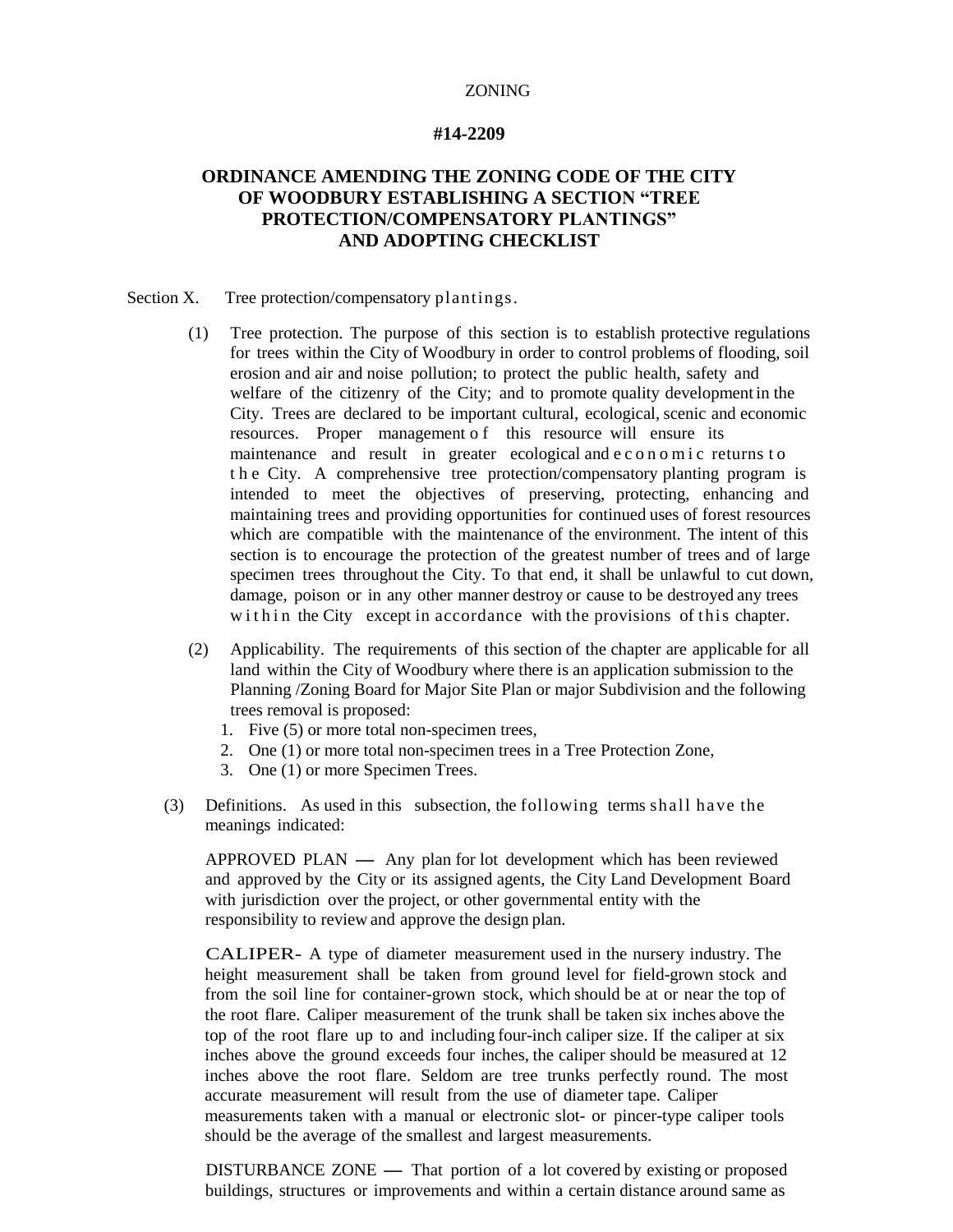ZONING

**#14-2209**

## ORDINANCE AMENDING THE ZONING CODE OF THE CITY OF WOODBURY ESTABLISHING A SECTION "TREE PROTECTION/COMPENSATORY PLANTINGS" AND ADOPTING CHECKLIST

Section X. Tree protection/compensatory plantings.

(1) Tree protection. The purpose of this section is to establish protective regulations for trees within the City of Woodbury in order to control problems of flooding, soil erosion and air and noise pollution; to protect the public health, safety and welfare of the citizenry of the City; and to promote quality development in the City. Trees are declared to be important cultural, ecological, scenic and economic resources. Proper management of this resource will ensure its maintenance and result in greater ecological and economic returns to the City. A comprehensive tree protection/compensatory planting program is intended to meet the objectives of preserving, protecting, enhancing and maintaining trees and providing opportunities for continued uses of forest resources which are compatible with the maintenance of the environment. The intent of this section is to encourage the protection of the greatest number of trees and of large specimen trees throughout the City. To that end, it shall be unlawful to cut down, damage, poison or in any other manner destroy or cause to be destroyed any trees within the City except in accordance with the provisions of this chapter.

(2) Applicability. The requirements of this section of the chapter are applicable for all land within the City of Woodbury where there is an application submission to the Planning /Zoning Board for Major Site Plan or major Subdivision and the following trees removal is proposed:

1. Five (5) or more total non-specimen trees,
2. One (1) or more total non-specimen trees in a Tree Protection Zone,
3. One (1) or more Specimen Trees.

(3) Definitions. As used in this subsection, the following terms shall have the meanings indicated:

APPROVED PLAN — Any plan for lot development which has been reviewed and approved by the City or its assigned agents, the City Land Development Board with jurisdiction over the project, or other governmental entity with the responsibility to review and approve the design plan.

CALIPER- A type of diameter measurement used in the nursery industry. The height measurement shall be taken from ground level for field-grown stock and from the soil line for container-grown stock, which should be at or near the top of the root flare. Caliper measurement of the trunk shall be taken six inches above the top of the root flare up to and including four-inch caliper size. If the caliper at six inches above the ground exceeds four inches, the caliper should be measured at 12 inches above the root flare. Seldom are tree trunks perfectly round. The most accurate measurement will result from the use of diameter tape. Caliper measurements taken with a manual or electronic slot- or pincer-type caliper tools should be the average of the smallest and largest measurements.

DISTURBANCE ZONE — That portion of a lot covered by existing or proposed buildings, structures or improvements and within a certain distance around same as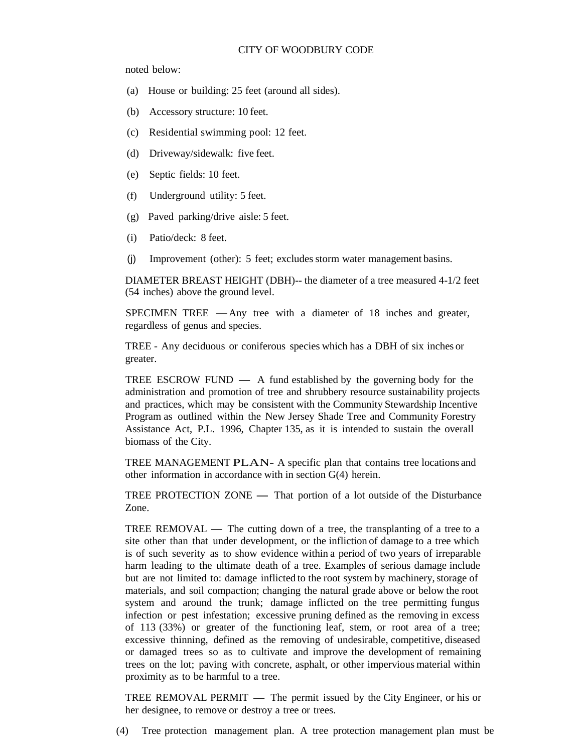noted below:

(a) House or building: 25 feet (around all sides).

(b) Accessory structure: 10 feet.

(c) Residential swimming pool: 12 feet.

(d) Driveway/sidewalk: five feet.

(e) Septic fields: 10 feet.

(f) Underground utility: 5 feet.

(g) Paved parking/drive aisle: 5 feet.

(i) Patio/deck: 8 feet.

(j) Improvement (other): 5 feet; excludes storm water management basins.

DIAMETER BREAST HEIGHT (DBH)-- the diameter of a tree measured 4-1/2 feet (54 inches) above the ground level.

SPECIMEN TREE — Any tree with a diameter of 18 inches and greater, regardless of genus and species.

TREE - Any deciduous or coniferous species which has a DBH of six inches or greater.

TREE ESCROW FUND — A fund established by the governing body for the administration and promotion of tree and shrubbery resource sustainability projects and practices, which may be consistent with the Community Stewardship Incentive Program as outlined within the New Jersey Shade Tree and Community Forestry Assistance Act, P.L. 1996, Chapter 135, as it is intended to sustain the overall biomass of the City.

TREE MANAGEMENT PLAN- A specific plan that contains tree locations and other information in accordance with in section G(4) herein.

TREE PROTECTION ZONE — That portion of a lot outside of the Disturbance Zone.

TREE REMOVAL — The cutting down of a tree, the transplanting of a tree to a site other than that under development, or the infliction of damage to a tree which is of such severity as to show evidence within a period of two years of irreparable harm leading to the ultimate death of a tree. Examples of serious damage include but are not limited to: damage inflicted to the root system by machinery, storage of materials, and soil compaction; changing the natural grade above or below the root system and around the trunk; damage inflicted on the tree permitting fungus infection or pest infestation; excessive pruning defined as the removing in excess of 113 (33%) or greater of the functioning leaf, stem, or root area of a tree; excessive thinning, defined as the removing of undesirable, competitive, diseased or damaged trees so as to cultivate and improve the development of remaining trees on the lot; paving with concrete, asphalt, or other impervious material within proximity as to be harmful to a tree.

TREE REMOVAL PERMIT — The permit issued by the City Engineer, or his or her designee, to remove or destroy a tree or trees.

(4) Tree protection management plan. A tree protection management plan must be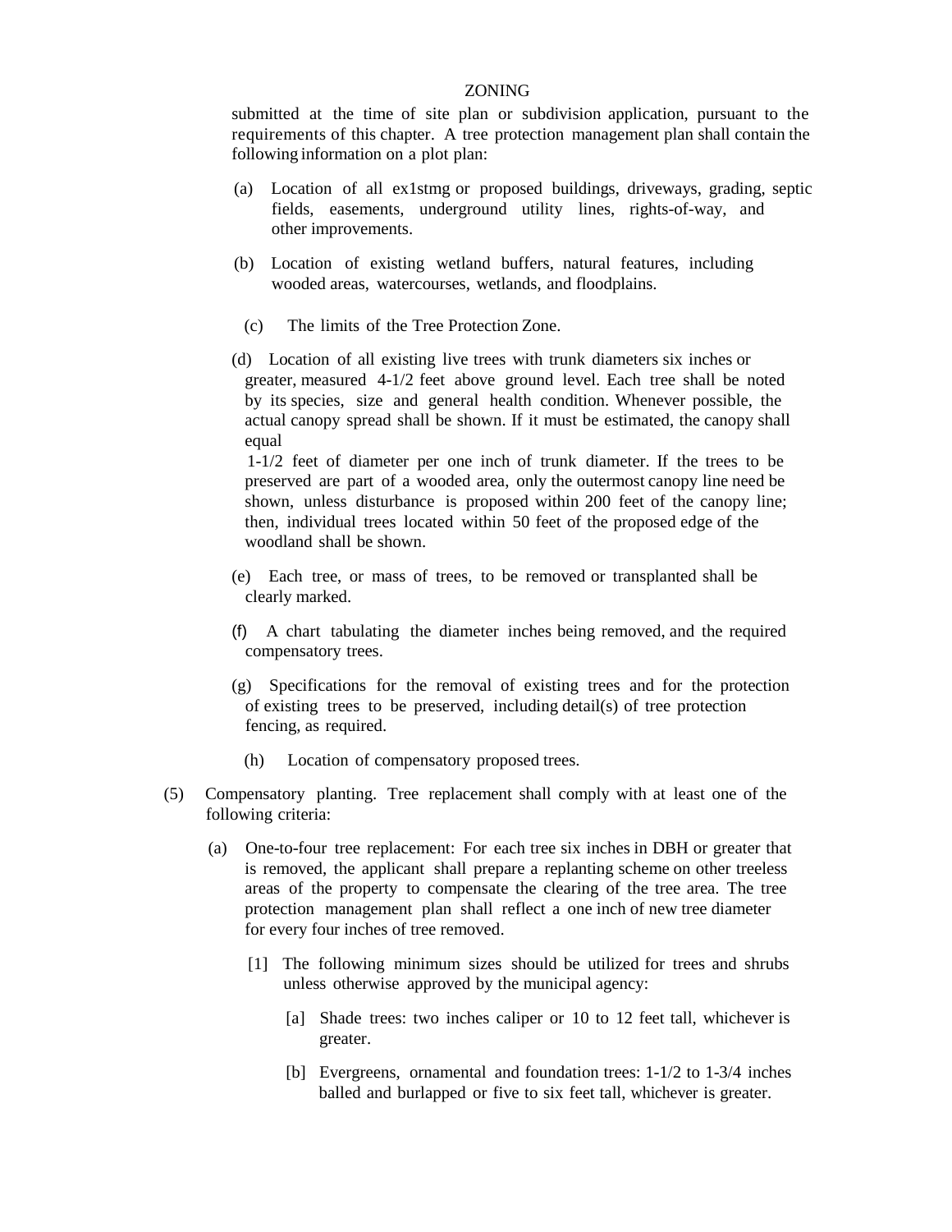submitted at the time of site plan or subdivision application, pursuant to the requirements of this chapter. A tree protection management plan shall contain the following information on a plot plan:

(a) Location of all ex1stmg or proposed buildings, driveways, grading, septic fields, easements, underground utility lines, rights-of-way, and other improvements.

(b) Location of existing wetland buffers, natural features, including wooded areas, watercourses, wetlands, and floodplains.

(c) The limits of the Tree Protection Zone.

(d) Location of all existing live trees with trunk diameters six inches or greater, measured 4-1/2 feet above ground level. Each tree shall be noted by its species, size and general health condition. Whenever possible, the actual canopy spread shall be shown. If it must be estimated, the canopy shall equal
1-1/2 feet of diameter per one inch of trunk diameter. If the trees to be preserved are part of a wooded area, only the outermost canopy line need be shown, unless disturbance is proposed within 200 feet of the canopy line; then, individual trees located within 50 feet of the proposed edge of the woodland shall be shown.

(e) Each tree, or mass of trees, to be removed or transplanted shall be clearly marked.

(f) A chart tabulating the diameter inches being removed, and the required compensatory trees.

(g) Specifications for the removal of existing trees and for the protection of existing trees to be preserved, including detail(s) of tree protection fencing, as required.

(h) Location of compensatory proposed trees.

(5) Compensatory planting. Tree replacement shall comply with at least one of the following criteria:

(a) One-to-four tree replacement: For each tree six inches in DBH or greater that is removed, the applicant shall prepare a replanting scheme on other treeless areas of the property to compensate the clearing of the tree area. The tree protection management plan shall reflect a one inch of new tree diameter for every four inches of tree removed.

[1] The following minimum sizes should be utilized for trees and shrubs unless otherwise approved by the municipal agency:

[a] Shade trees: two inches caliper or 10 to 12 feet tall, whichever is greater.

[b] Evergreens, ornamental and foundation trees: 1-1/2 to 1-3/4 inches balled and burlapped or five to six feet tall, whichever is greater.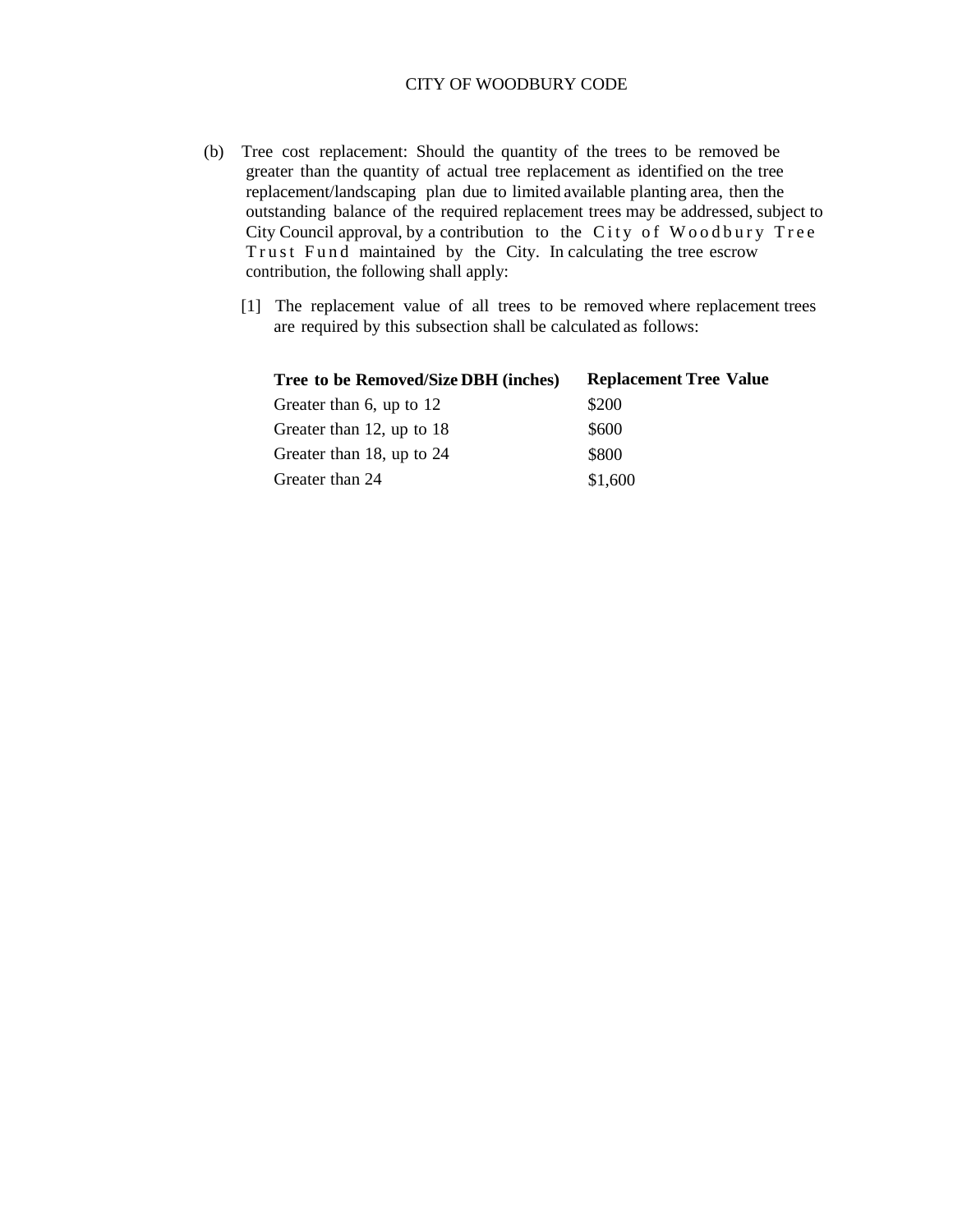(b) Tree cost replacement: Should the quantity of the trees to be removed be greater than the quantity of actual tree replacement as identified on the tree replacement/landscaping plan due to limited available planting area, then the outstanding balance of the required replacement trees may be addressed, subject to City Council approval, by a contribution to the City of Woodbury Tree Trust Fund maintained by the City. In calculating the tree escrow contribution, the following shall apply:

[1] The replacement value of all trees to be removed where replacement trees are required by this subsection shall be calculated as follows:

| Tree to be Removed/Size DBH (inches) | Replacement Tree Value |
|---|---|
| Greater than 6, up to 12 | $200 |
| Greater than 12, up to 18 | $600 |
| Greater than 18, up to 24 | $800 |
| Greater than 24 | $1,600 |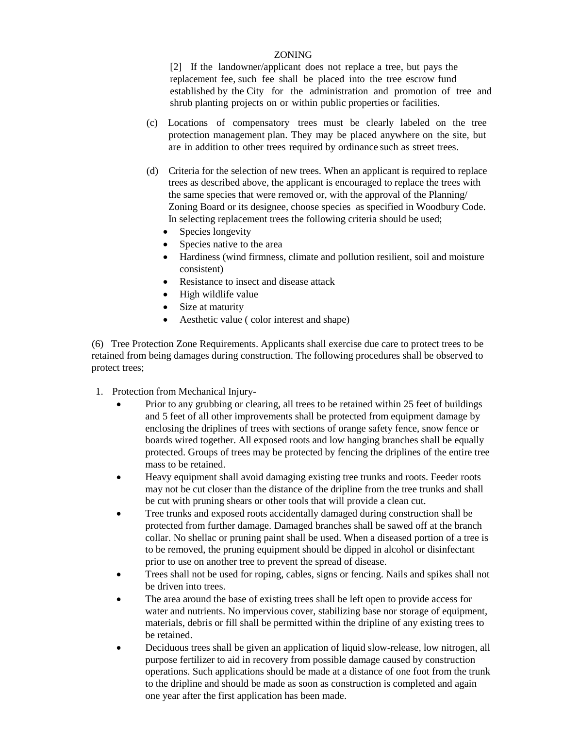[2] If the landowner/applicant does not replace a tree, but pays the replacement fee, such fee shall be placed into the tree escrow fund established by the City for the administration and promotion of tree and shrub planting projects on or within public properties or facilities.

(c) Locations of compensatory trees must be clearly labeled on the tree protection management plan. They may be placed anywhere on the site, but are in addition to other trees required by ordinance such as street trees.

(d) Criteria for the selection of new trees. When an applicant is required to replace trees as described above, the applicant is encouraged to replace the trees with the same species that were removed or, with the approval of the Planning/ Zoning Board or its designee, choose species as specified in Woodbury Code. In selecting replacement trees the following criteria should be used;

- Species longevity
- Species native to the area
- Hardiness (wind firmness, climate and pollution resilient, soil and moisture consistent)
- Resistance to insect and disease attack
- High wildlife value
- Size at maturity
- Aesthetic value ( color interest and shape)

(6) Tree Protection Zone Requirements. Applicants shall exercise due care to protect trees to be retained from being damages during construction. The following procedures shall be observed to protect trees;

1. Protection from Mechanical Injury-
   - Prior to any grubbing or clearing, all trees to be retained within 25 feet of buildings and 5 feet of all other improvements shall be protected from equipment damage by enclosing the driplines of trees with sections of orange safety fence, snow fence or boards wired together. All exposed roots and low hanging branches shall be equally protected. Groups of trees may be protected by fencing the driplines of the entire tree mass to be retained.
   - Heavy equipment shall avoid damaging existing tree trunks and roots. Feeder roots may not be cut closer than the distance of the dripline from the tree trunks and shall be cut with pruning shears or other tools that will provide a clean cut.
   - Tree trunks and exposed roots accidentally damaged during construction shall be protected from further damage. Damaged branches shall be sawed off at the branch collar. No shellac or pruning paint shall be used. When a diseased portion of a tree is to be removed, the pruning equipment should be dipped in alcohol or disinfectant prior to use on another tree to prevent the spread of disease.
   - Trees shall not be used for roping, cables, signs or fencing. Nails and spikes shall not be driven into trees.
   - The area around the base of existing trees shall be left open to provide access for water and nutrients. No impervious cover, stabilizing base nor storage of equipment, materials, debris or fill shall be permitted within the dripline of any existing trees to be retained.
   - Deciduous trees shall be given an application of liquid slow-release, low nitrogen, all purpose fertilizer to aid in recovery from possible damage caused by construction operations. Such applications should be made at a distance of one foot from the trunk to the dripline and should be made as soon as construction is completed and again one year after the first application has been made.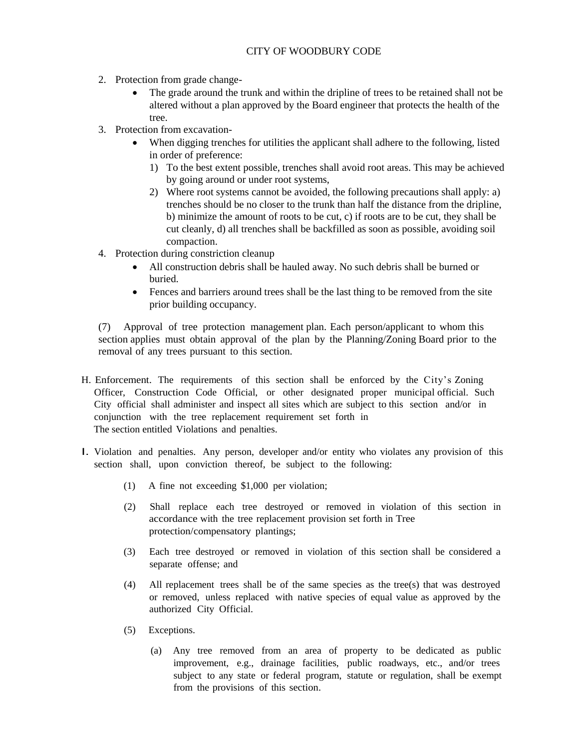2. Protection from grade change-
    - The grade around the trunk and within the dripline of trees to be retained shall not be altered without a plan approved by the Board engineer that protects the health of the tree.
3. Protection from excavation-
    - When digging trenches for utilities the applicant shall adhere to the following, listed in order of preference:
        1) To the best extent possible, trenches shall avoid root areas. This may be achieved by going around or under root systems,
        2) Where root systems cannot be avoided, the following precautions shall apply: a) trenches should be no closer to the trunk than half the distance from the dripline, b) minimize the amount of roots to be cut, c) if roots are to be cut, they shall be cut cleanly, d) all trenches shall be backfilled as soon as possible, avoiding soil compaction.
4. Protection during constriction cleanup
    - All construction debris shall be hauled away. No such debris shall be burned or buried.
    - Fences and barriers around trees shall be the last thing to be removed from the site prior building occupancy.

(7) Approval of tree protection management plan. Each person/applicant to whom this section applies must obtain approval of the plan by the Planning/Zoning Board prior to the removal of any trees pursuant to this section.

H. Enforcement. The requirements of this section shall be enforced by the City's Zoning Officer, Construction Code Official, or other designated proper municipal official. Such City official shall administer and inspect all sites which are subject to this section and/or in conjunction with the tree replacement requirement set forth in The section entitled Violations and penalties.

I. Violation and penalties. Any person, developer and/or entity who violates any provision of this section shall, upon conviction thereof, be subject to the following:

(1) A fine not exceeding $1,000 per violation;

(2) Shall replace each tree destroyed or removed in violation of this section in accordance with the tree replacement provision set forth in Tree protection/compensatory plantings;

(3) Each tree destroyed or removed in violation of this section shall be considered a separate offense; and

(4) All replacement trees shall be of the same species as the tree(s) that was destroyed or removed, unless replaced with native species of equal value as approved by the authorized City Official.

(5) Exceptions.

(a) Any tree removed from an area of property to be dedicated as public improvement, e.g., drainage facilities, public roadways, etc., and/or trees subject to any state or federal program, statute or regulation, shall be exempt from the provisions of this section.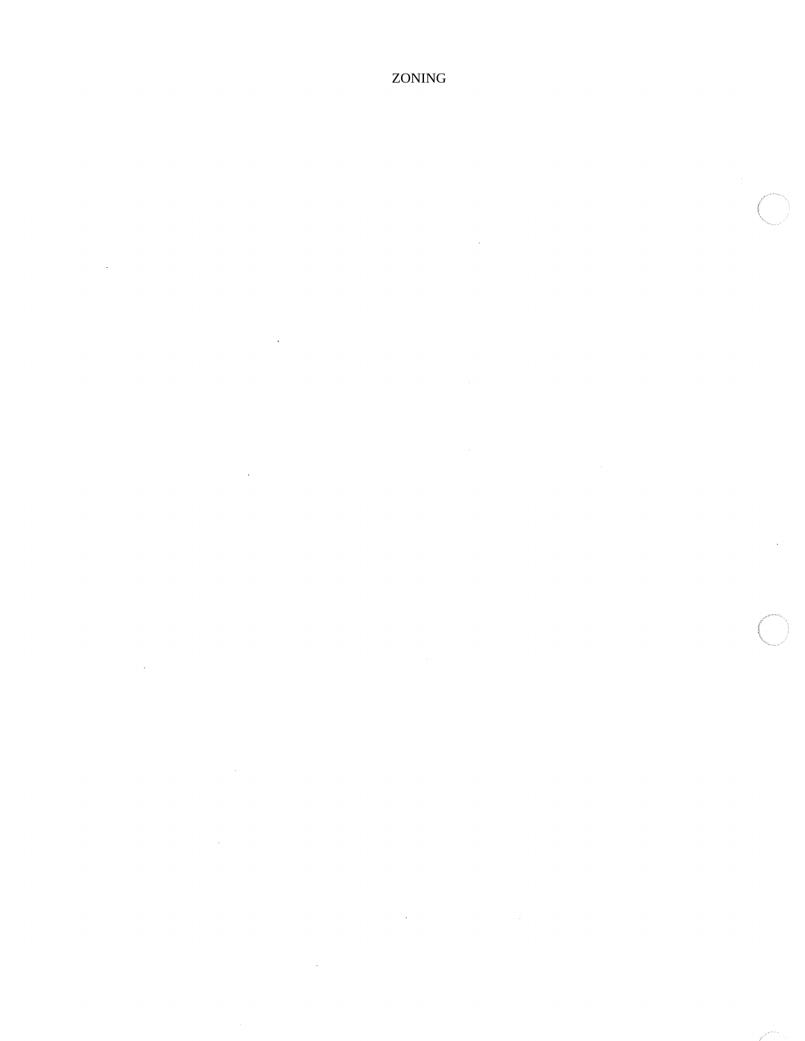# ZONING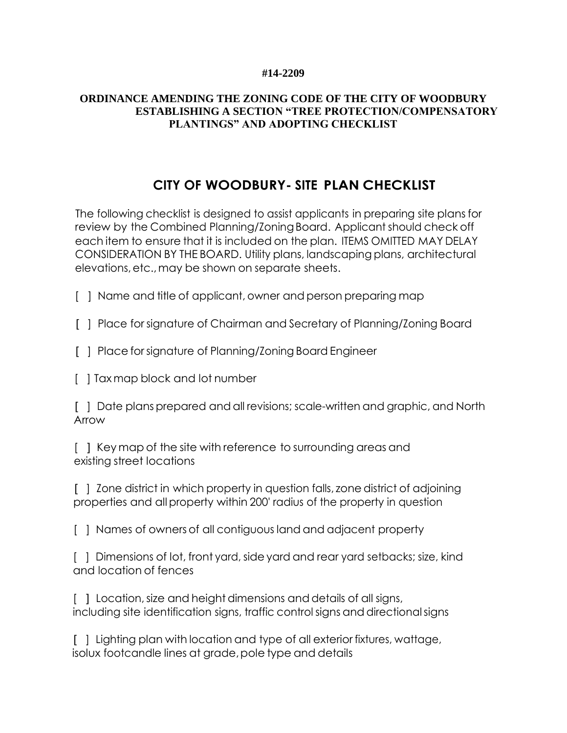**#14-2209**

**ORDINANCE AMENDING THE ZONING CODE OF THE CITY OF WOODBURY ESTABLISHING A SECTION "TREE PROTECTION/COMPENSATORY PLANTINGS" AND ADOPTING CHECKLIST**

## CITY OF WOODBURY- SITE PLAN CHECKLIST

The following checklist is designed to assist applicants in preparing site plans for review by the Combined Planning/Zoning Board. Applicant should check off each item to ensure that it is included on the plan. ITEMS OMITTED MAY DELAY CONSIDERATION BY THE BOARD. Utility plans, landscaping plans, architectural elevations, etc., may be shown on separate sheets.

[ ] Name and title of applicant, owner and person preparing map

[ ] Place for signature of Chairman and Secretary of Planning/Zoning Board

[ ] Place for signature of Planning/Zoning Board Engineer

[ ] Tax map block and lot number

[ ] Date plans prepared and all revisions; scale-written and graphic, and North Arrow

[ ] Key map of the site with reference to surrounding areas and existing street locations

[ ] Zone district in which property in question falls, zone district of adjoining properties and all property within 200' radius of the property in question

[ ] Names of owners of all contiguous land and adjacent property

[ ] Dimensions of lot, front yard, side yard and rear yard setbacks; size, kind and location of fences

[ ] Location, size and height dimensions and details of all signs, including site identification signs, traffic control signs and directional signs

[ ] Lighting plan with location and type of all exterior fixtures, wattage, isolux footcandle lines at grade, pole type and details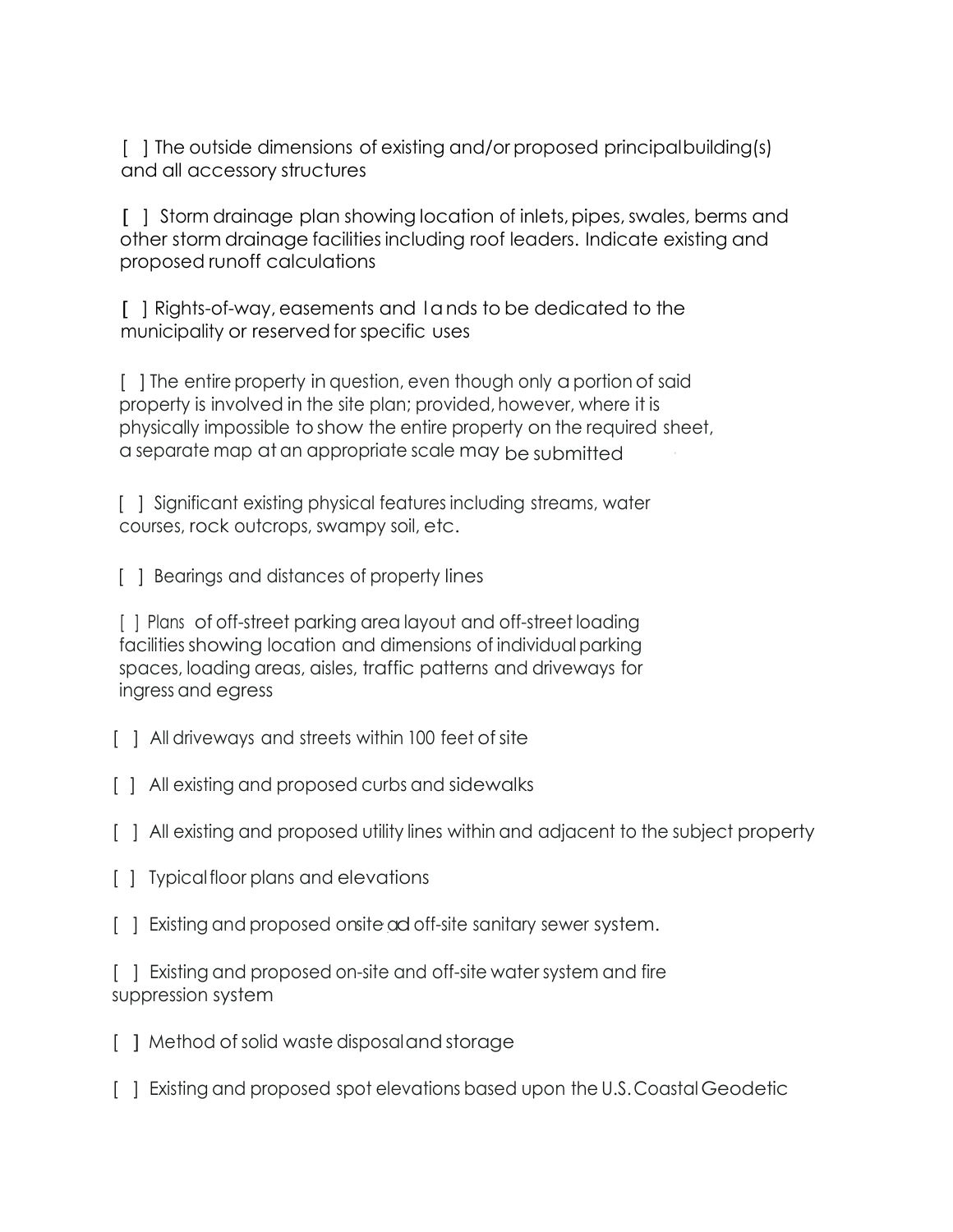[ ] The outside dimensions of existing and/or proposed principal building(s) and all accessory structures

[ ] Storm drainage plan showing location of inlets, pipes, swales, berms and other storm drainage facilities including roof leaders. Indicate existing and proposed runoff calculations

[ ] Rights-of-way, easements and lands to be dedicated to the municipality or reserved for specific uses

[ ] The entire property in question, even though only a portion of said property is involved in the site plan; provided, however, where it is physically impossible to show the entire property on the required sheet, a separate map at an appropriate scale may be submitted

[ ] Significant existing physical features including streams, water courses, rock outcrops, swampy soil, etc.

[ ] Bearings and distances of property lines

[ ] Plans of off-street parking area layout and off-street loading facilities showing location and dimensions of individual parking spaces, loading areas, aisles, traffic patterns and driveways for ingress and egress

[ ] All driveways and streets within 100 feet of site

[ ] All existing and proposed curbs and sidewalks

[ ] All existing and proposed utility lines within and adjacent to the subject property

[ ] Typical floor plans and elevations

[ ] Existing and proposed onsite and off-site sanitary sewer system.

[ ] Existing and proposed on-site and off-site water system and fire suppression system

[ ] Method of solid waste disposal and storage

[ ] Existing and proposed spot elevations based upon the U.S. Coastal Geodetic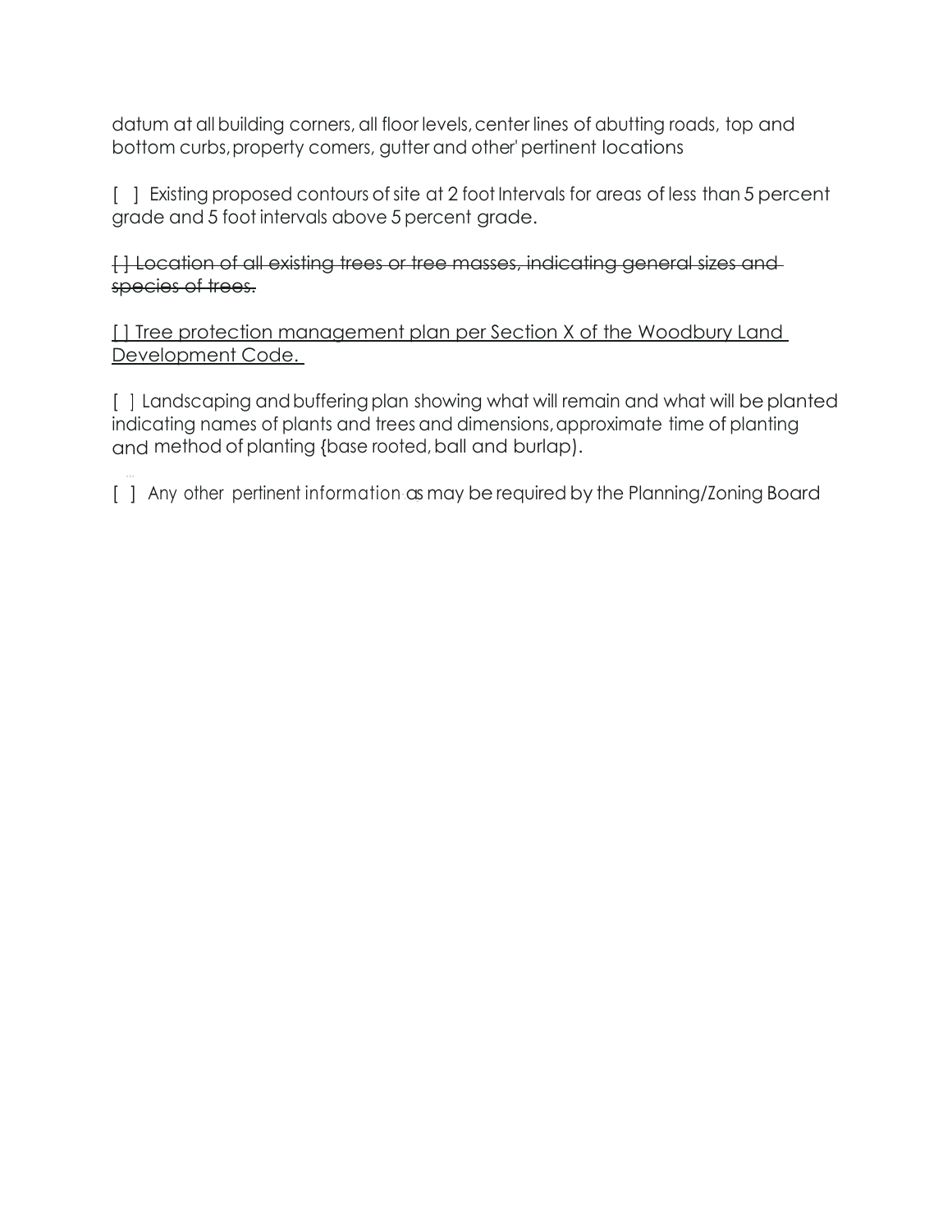datum at all building corners, all floor levels, center lines of abutting roads, top and bottom curbs, property comers, gutter and other' pertinent locations

[ ] Existing proposed contours of site at 2 foot Intervals for areas of less than 5 percent grade and 5 foot intervals above 5 percent grade.

~~[ ] Location of all existing trees or tree masses, indicating general sizes and species of trees.~~

<u>[ ] Tree protection management plan per Section X of the Woodbury Land Development Code.</u>

[ ] Landscaping and buffering plan showing what will remain and what will be planted indicating names of plants and trees and dimensions, approximate time of planting and method of planting {base rooted, ball and burlap).

[ ] Any other pertinent information as may be required by the Planning/Zoning Board